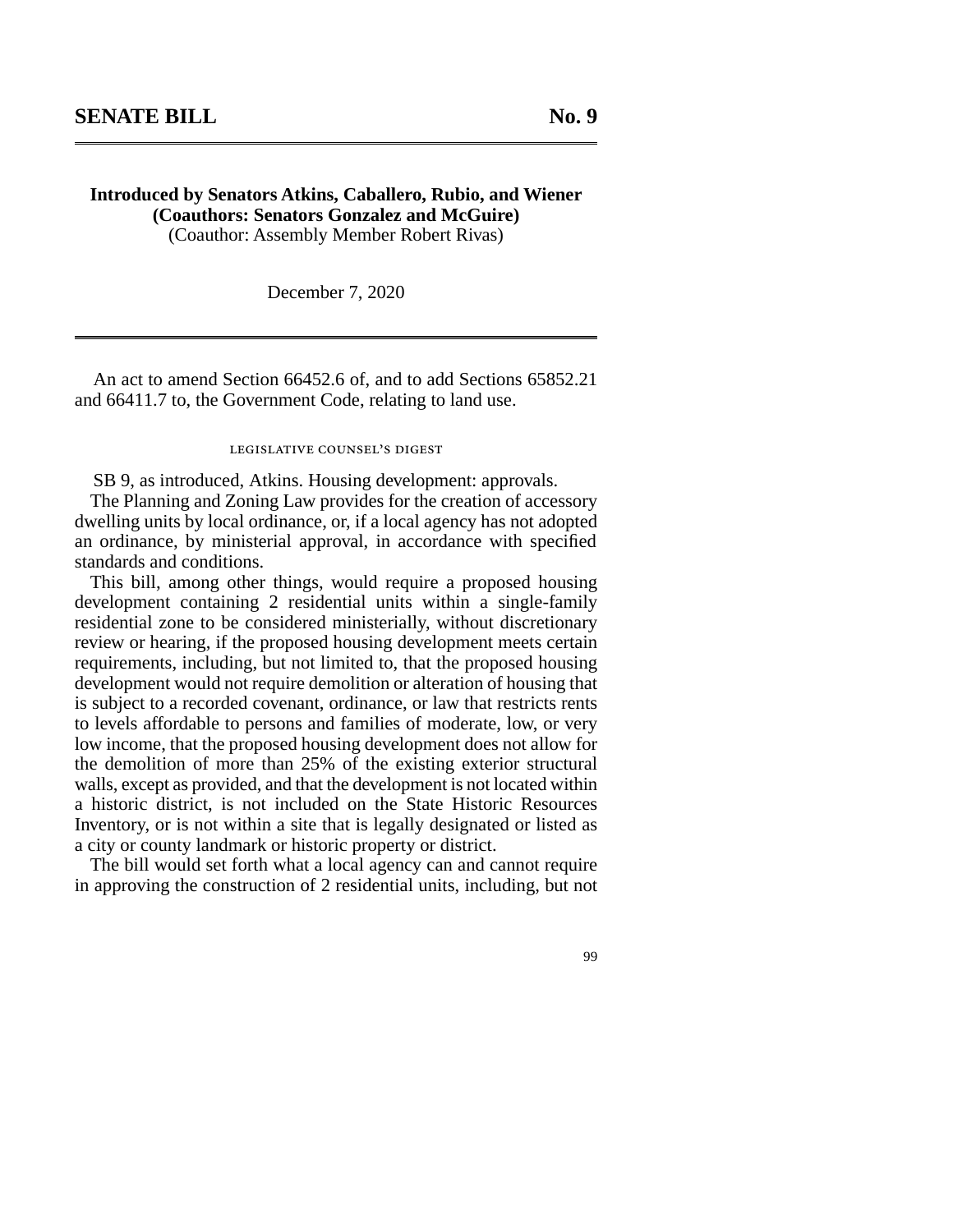# SENATE BILL No. 9

**Introduced by Senators Atkins, Caballero, Rubio, and Wiener**
**(Coauthors: Senators Gonzalez and McGuire)**
(Coauthor: Assembly Member Robert Rivas)

December 7, 2020

An act to amend Section 66452.6 of, and to add Sections 65852.21 and 66411.7 to, the Government Code, relating to land use.

LEGISLATIVE COUNSEL'S DIGEST

SB 9, as introduced, Atkins. Housing development: approvals.

The Planning and Zoning Law provides for the creation of accessory dwelling units by local ordinance, or, if a local agency has not adopted an ordinance, by ministerial approval, in accordance with specified standards and conditions.

This bill, among other things, would require a proposed housing development containing 2 residential units within a single-family residential zone to be considered ministerially, without discretionary review or hearing, if the proposed housing development meets certain requirements, including, but not limited to, that the proposed housing development would not require demolition or alteration of housing that is subject to a recorded covenant, ordinance, or law that restricts rents to levels affordable to persons and families of moderate, low, or very low income, that the proposed housing development does not allow for the demolition of more than 25% of the existing exterior structural walls, except as provided, and that the development is not located within a historic district, is not included on the State Historic Resources Inventory, or is not within a site that is legally designated or listed as a city or county landmark or historic property or district.

The bill would set forth what a local agency can and cannot require in approving the construction of 2 residential units, including, but not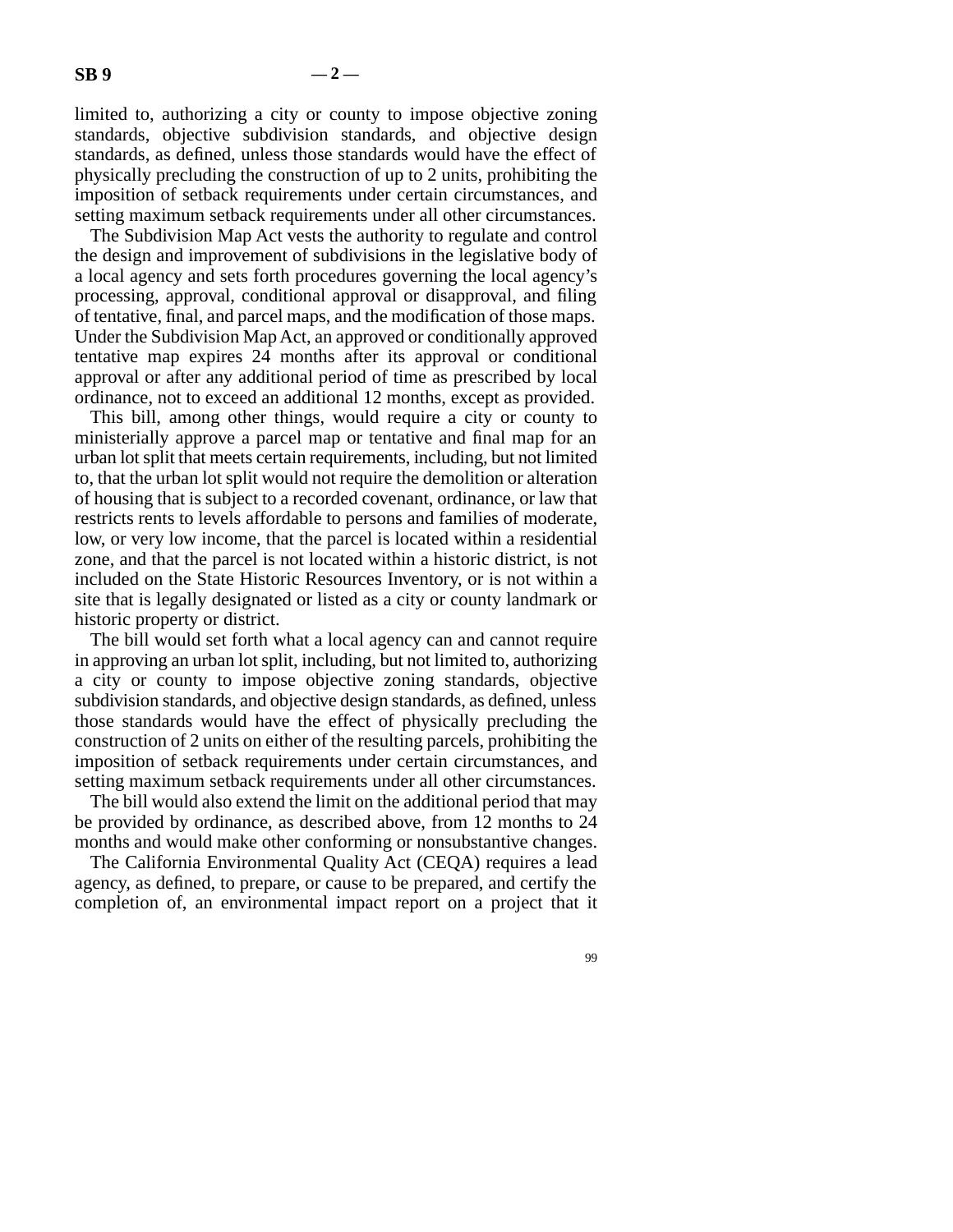limited to, authorizing a city or county to impose objective zoning standards, objective subdivision standards, and objective design standards, as defined, unless those standards would have the effect of physically precluding the construction of up to 2 units, prohibiting the imposition of setback requirements under certain circumstances, and setting maximum setback requirements under all other circumstances.

The Subdivision Map Act vests the authority to regulate and control the design and improvement of subdivisions in the legislative body of a local agency and sets forth procedures governing the local agency's processing, approval, conditional approval or disapproval, and filing of tentative, final, and parcel maps, and the modification of those maps. Under the Subdivision Map Act, an approved or conditionally approved tentative map expires 24 months after its approval or conditional approval or after any additional period of time as prescribed by local ordinance, not to exceed an additional 12 months, except as provided.

This bill, among other things, would require a city or county to ministerially approve a parcel map or tentative and final map for an urban lot split that meets certain requirements, including, but not limited to, that the urban lot split would not require the demolition or alteration of housing that is subject to a recorded covenant, ordinance, or law that restricts rents to levels affordable to persons and families of moderate, low, or very low income, that the parcel is located within a residential zone, and that the parcel is not located within a historic district, is not included on the State Historic Resources Inventory, or is not within a site that is legally designated or listed as a city or county landmark or historic property or district.

The bill would set forth what a local agency can and cannot require in approving an urban lot split, including, but not limited to, authorizing a city or county to impose objective zoning standards, objective subdivision standards, and objective design standards, as defined, unless those standards would have the effect of physically precluding the construction of 2 units on either of the resulting parcels, prohibiting the imposition of setback requirements under certain circumstances, and setting maximum setback requirements under all other circumstances.

The bill would also extend the limit on the additional period that may be provided by ordinance, as described above, from 12 months to 24 months and would make other conforming or nonsubstantive changes.

The California Environmental Quality Act (CEQA) requires a lead agency, as defined, to prepare, or cause to be prepared, and certify the completion of, an environmental impact report on a project that it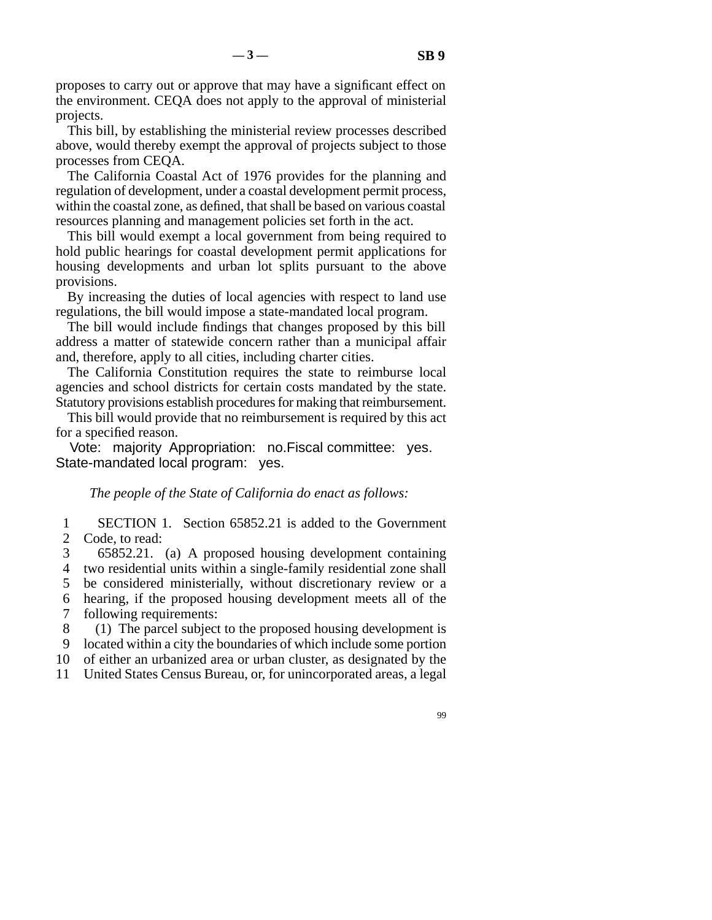proposes to carry out or approve that may have a significant effect on the environment. CEQA does not apply to the approval of ministerial projects.

This bill, by establishing the ministerial review processes described above, would thereby exempt the approval of projects subject to those processes from CEQA.

The California Coastal Act of 1976 provides for the planning and regulation of development, under a coastal development permit process, within the coastal zone, as defined, that shall be based on various coastal resources planning and management policies set forth in the act.

This bill would exempt a local government from being required to hold public hearings for coastal development permit applications for housing developments and urban lot splits pursuant to the above provisions.

By increasing the duties of local agencies with respect to land use regulations, the bill would impose a state-mandated local program.

The bill would include findings that changes proposed by this bill address a matter of statewide concern rather than a municipal affair and, therefore, apply to all cities, including charter cities.

The California Constitution requires the state to reimburse local agencies and school districts for certain costs mandated by the state. Statutory provisions establish procedures for making that reimbursement.

This bill would provide that no reimbursement is required by this act for a specified reason.

Vote: majority Appropriation: no. Fiscal committee: yes. State-mandated local program: yes.

*The people of the State of California do enact as follows:*

1 SECTION 1. Section 65852.21 is added to the Government
2 Code, to read:
3 65852.21. (a) A proposed housing development containing
4 two residential units within a single-family residential zone shall
5 be considered ministerially, without discretionary review or a
6 hearing, if the proposed housing development meets all of the
7 following requirements:
8 (1) The parcel subject to the proposed housing development is
9 located within a city the boundaries of which include some portion
10 of either an urbanized area or urban cluster, as designated by the
11 United States Census Bureau, or, for unincorporated areas, a legal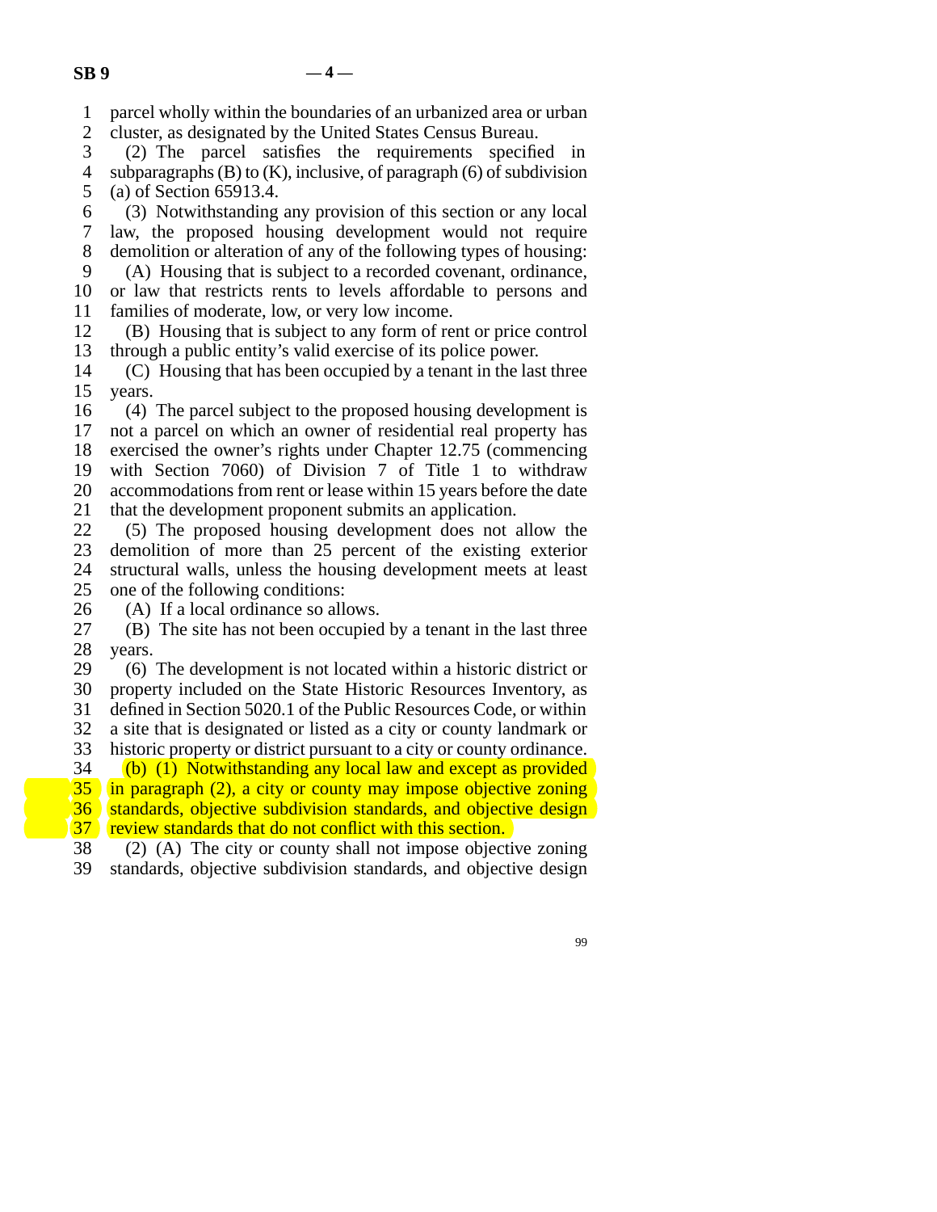parcel wholly within the boundaries of an urbanized area or urban cluster, as designated by the United States Census Bureau.

(2) The parcel satisfies the requirements specified in subparagraphs (B) to (K), inclusive, of paragraph (6) of subdivision (a) of Section 65913.4.

(3) Notwithstanding any provision of this section or any local law, the proposed housing development would not require demolition or alteration of any of the following types of housing:

(A) Housing that is subject to a recorded covenant, ordinance, or law that restricts rents to levels affordable to persons and families of moderate, low, or very low income.

(B) Housing that is subject to any form of rent or price control through a public entity's valid exercise of its police power.

(C) Housing that has been occupied by a tenant in the last three years.

(4) The parcel subject to the proposed housing development is not a parcel on which an owner of residential real property has exercised the owner's rights under Chapter 12.75 (commencing with Section 7060) of Division 7 of Title 1 to withdraw accommodations from rent or lease within 15 years before the date that the development proponent submits an application.

(5) The proposed housing development does not allow the demolition of more than 25 percent of the existing exterior structural walls, unless the housing development meets at least one of the following conditions:

(A) If a local ordinance so allows.

(B) The site has not been occupied by a tenant in the last three years.

(6) The development is not located within a historic district or property included on the State Historic Resources Inventory, as defined in Section 5020.1 of the Public Resources Code, or within a site that is designated or listed as a city or county landmark or historic property or district pursuant to a city or county ordinance.

(b) (1) Notwithstanding any local law and except as provided in paragraph (2), a city or county may impose objective zoning standards, objective subdivision standards, and objective design review standards that do not conflict with this section.

(2) (A) The city or county shall not impose objective zoning standards, objective subdivision standards, and objective design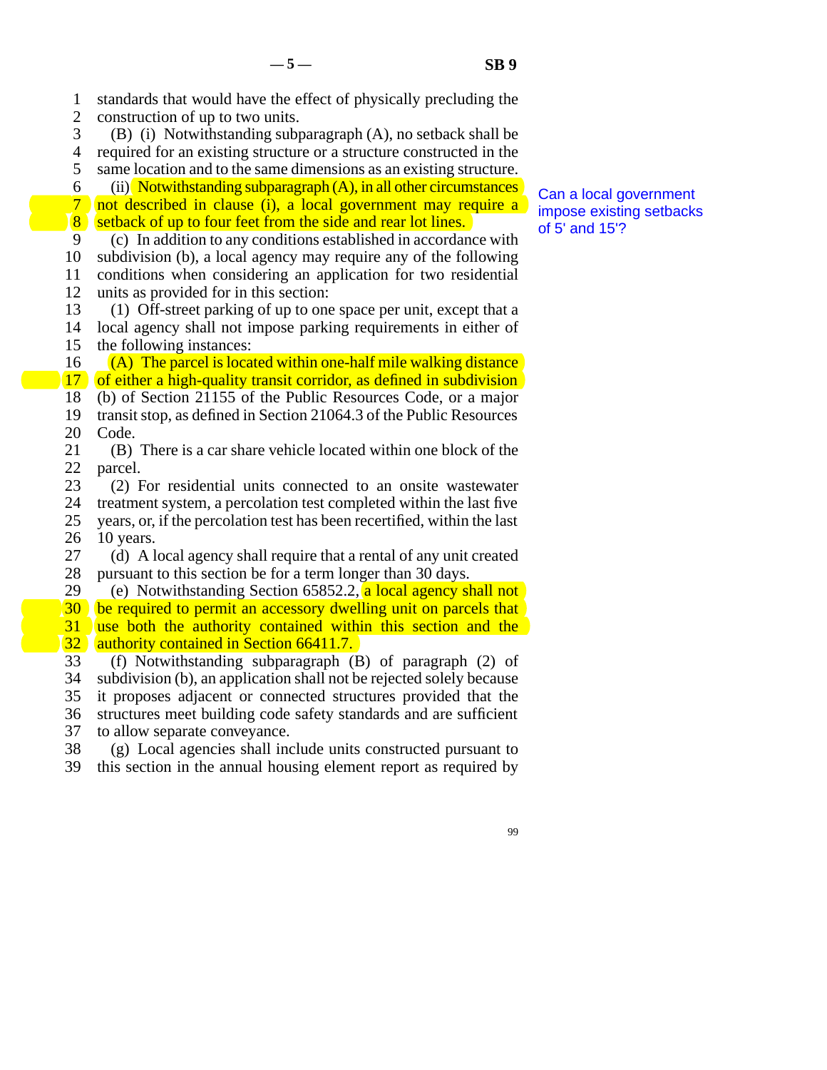standards that would have the effect of physically precluding the construction of up to two units.

(B) (i) Notwithstanding subparagraph (A), no setback shall be required for an existing structure or a structure constructed in the same location and to the same dimensions as an existing structure.

(ii) Notwithstanding subparagraph (A), in all other circumstances not described in clause (i), a local government may require a setback of up to four feet from the side and rear lot lines.

Can a local government impose existing setbacks of 5' and 15'?

(c) In addition to any conditions established in accordance with subdivision (b), a local agency may require any of the following conditions when considering an application for two residential units as provided for in this section:

(1) Off-street parking of up to one space per unit, except that a local agency shall not impose parking requirements in either of the following instances:

(A) The parcel is located within one-half mile walking distance of either a high-quality transit corridor, as defined in subdivision (b) of Section 21155 of the Public Resources Code, or a major transit stop, as defined in Section 21064.3 of the Public Resources Code.

(B) There is a car share vehicle located within one block of the parcel.

(2) For residential units connected to an onsite wastewater treatment system, a percolation test completed within the last five years, or, if the percolation test has been recertified, within the last 10 years.

(d) A local agency shall require that a rental of any unit created pursuant to this section be for a term longer than 30 days.

(e) Notwithstanding Section 65852.2, a local agency shall not be required to permit an accessory dwelling unit on parcels that use both the authority contained within this section and the authority contained in Section 66411.7.

(f) Notwithstanding subparagraph (B) of paragraph (2) of subdivision (b), an application shall not be rejected solely because it proposes adjacent or connected structures provided that the structures meet building code safety standards and are sufficient to allow separate conveyance.

(g) Local agencies shall include units constructed pursuant to this section in the annual housing element report as required by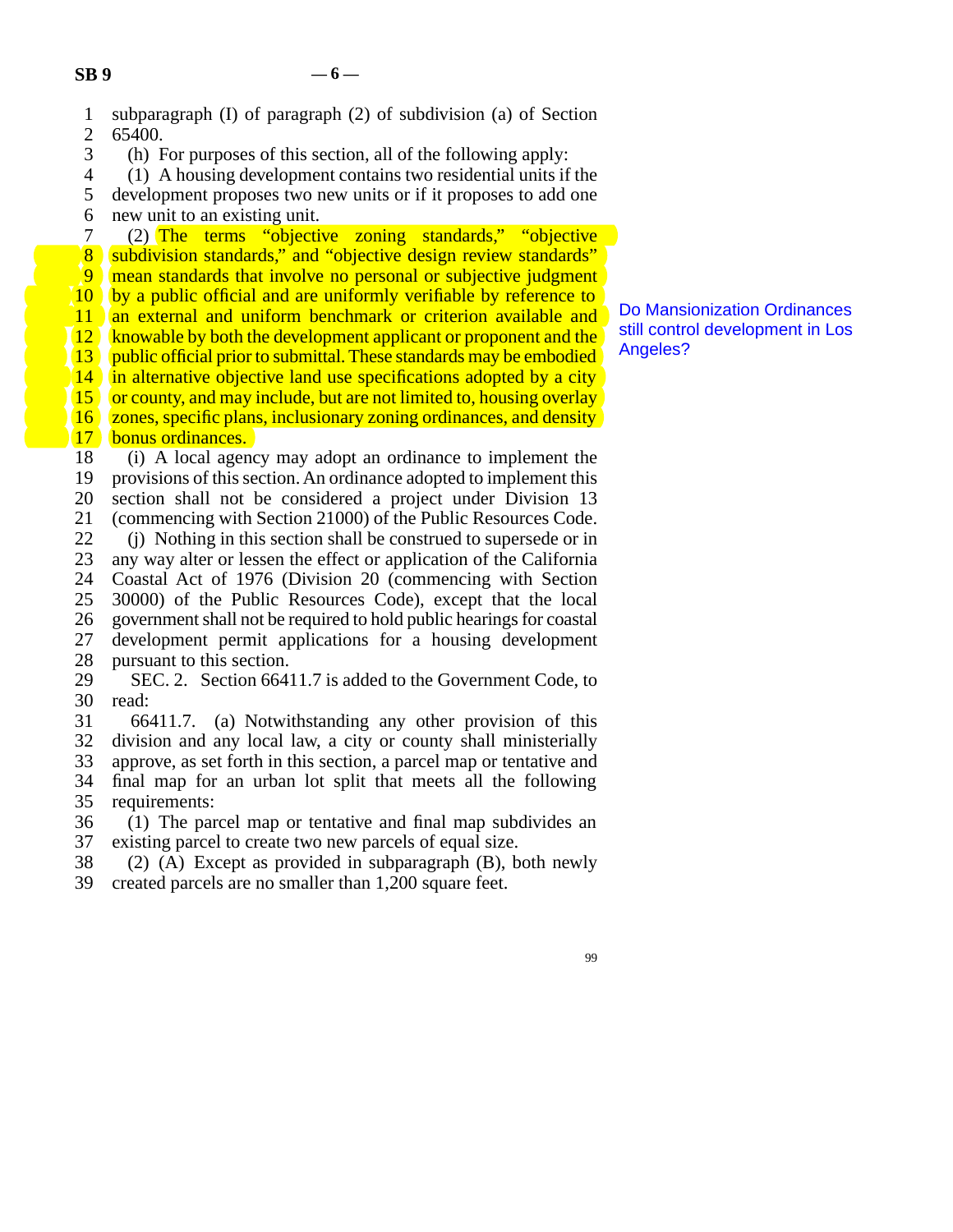subparagraph (I) of paragraph (2) of subdivision (a) of Section 65400.

(h) For purposes of this section, all of the following apply:

(1) A housing development contains two residential units if the development proposes two new units or if it proposes to add one new unit to an existing unit.

(2) The terms "objective zoning standards," "objective subdivision standards," and "objective design review standards" mean standards that involve no personal or subjective judgment by a public official and are uniformly verifiable by reference to an external and uniform benchmark or criterion available and knowable by both the development applicant or proponent and the public official prior to submittal. These standards may be embodied in alternative objective land use specifications adopted by a city or county, and may include, but are not limited to, housing overlay zones, specific plans, inclusionary zoning ordinances, and density bonus ordinances.

Do Mansionization Ordinances still control development in Los Angeles?

(i) A local agency may adopt an ordinance to implement the provisions of this section. An ordinance adopted to implement this section shall not be considered a project under Division 13 (commencing with Section 21000) of the Public Resources Code.

(j) Nothing in this section shall be construed to supersede or in any way alter or lessen the effect or application of the California Coastal Act of 1976 (Division 20 (commencing with Section 30000) of the Public Resources Code), except that the local government shall not be required to hold public hearings for coastal development permit applications for a housing development pursuant to this section.

SEC. 2. Section 66411.7 is added to the Government Code, to read:

66411.7. (a) Notwithstanding any other provision of this division and any local law, a city or county shall ministerially approve, as set forth in this section, a parcel map or tentative and final map for an urban lot split that meets all the following requirements:

(1) The parcel map or tentative and final map subdivides an existing parcel to create two new parcels of equal size.

(2) (A) Except as provided in subparagraph (B), both newly created parcels are no smaller than 1,200 square feet.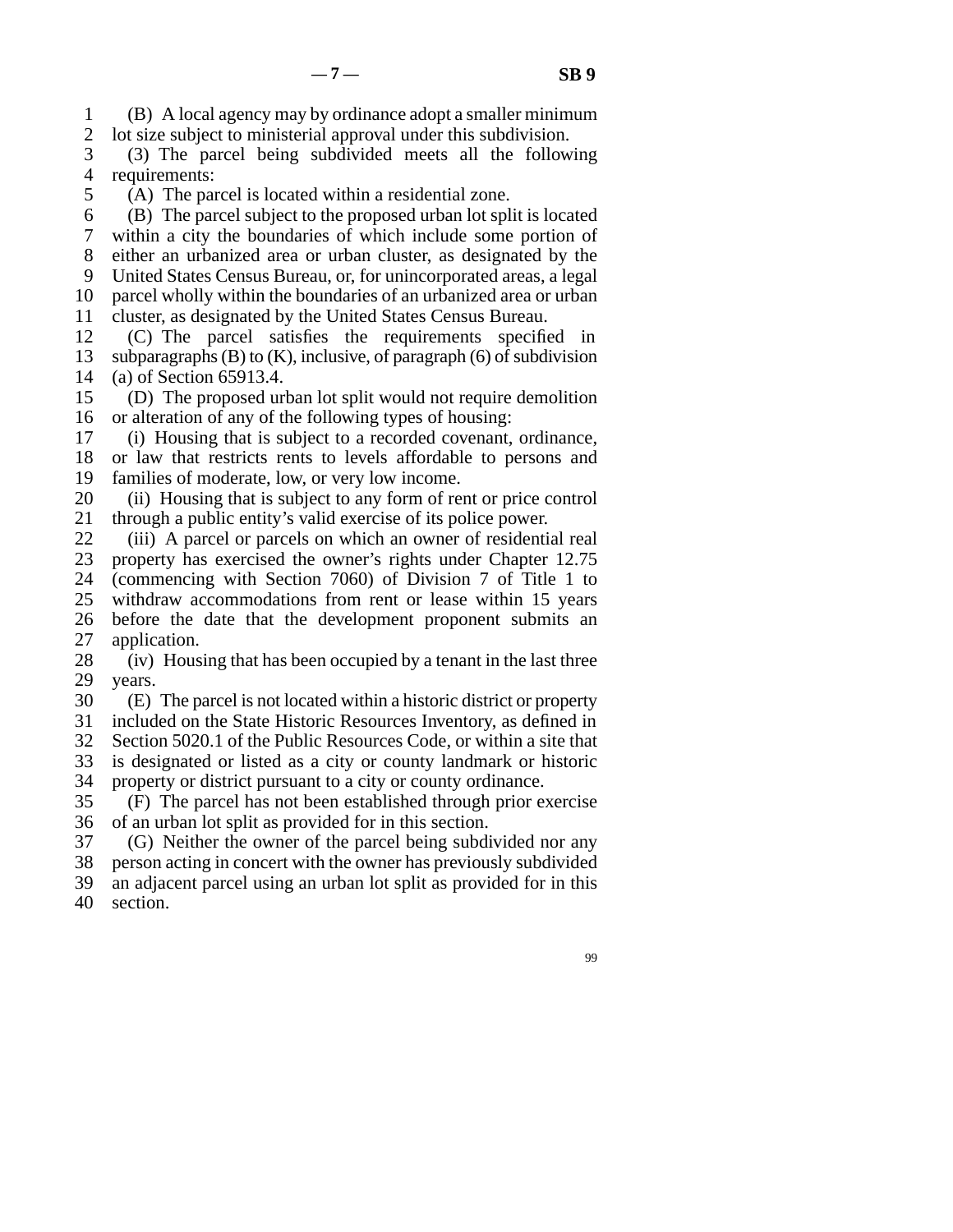(B) A local agency may by ordinance adopt a smaller minimum lot size subject to ministerial approval under this subdivision.

(3) The parcel being subdivided meets all the following requirements:

(A) The parcel is located within a residential zone.

(B) The parcel subject to the proposed urban lot split is located within a city the boundaries of which include some portion of either an urbanized area or urban cluster, as designated by the United States Census Bureau, or, for unincorporated areas, a legal parcel wholly within the boundaries of an urbanized area or urban cluster, as designated by the United States Census Bureau.

(C) The parcel satisfies the requirements specified in subparagraphs (B) to (K), inclusive, of paragraph (6) of subdivision (a) of Section 65913.4.

(D) The proposed urban lot split would not require demolition or alteration of any of the following types of housing:

(i) Housing that is subject to a recorded covenant, ordinance, or law that restricts rents to levels affordable to persons and families of moderate, low, or very low income.

(ii) Housing that is subject to any form of rent or price control through a public entity's valid exercise of its police power.

(iii) A parcel or parcels on which an owner of residential real property has exercised the owner's rights under Chapter 12.75 (commencing with Section 7060) of Division 7 of Title 1 to withdraw accommodations from rent or lease within 15 years before the date that the development proponent submits an application.

(iv) Housing that has been occupied by a tenant in the last three years.

(E) The parcel is not located within a historic district or property included on the State Historic Resources Inventory, as defined in Section 5020.1 of the Public Resources Code, or within a site that is designated or listed as a city or county landmark or historic property or district pursuant to a city or county ordinance.

(F) The parcel has not been established through prior exercise of an urban lot split as provided for in this section.

(G) Neither the owner of the parcel being subdivided nor any person acting in concert with the owner has previously subdivided an adjacent parcel using an urban lot split as provided for in this section.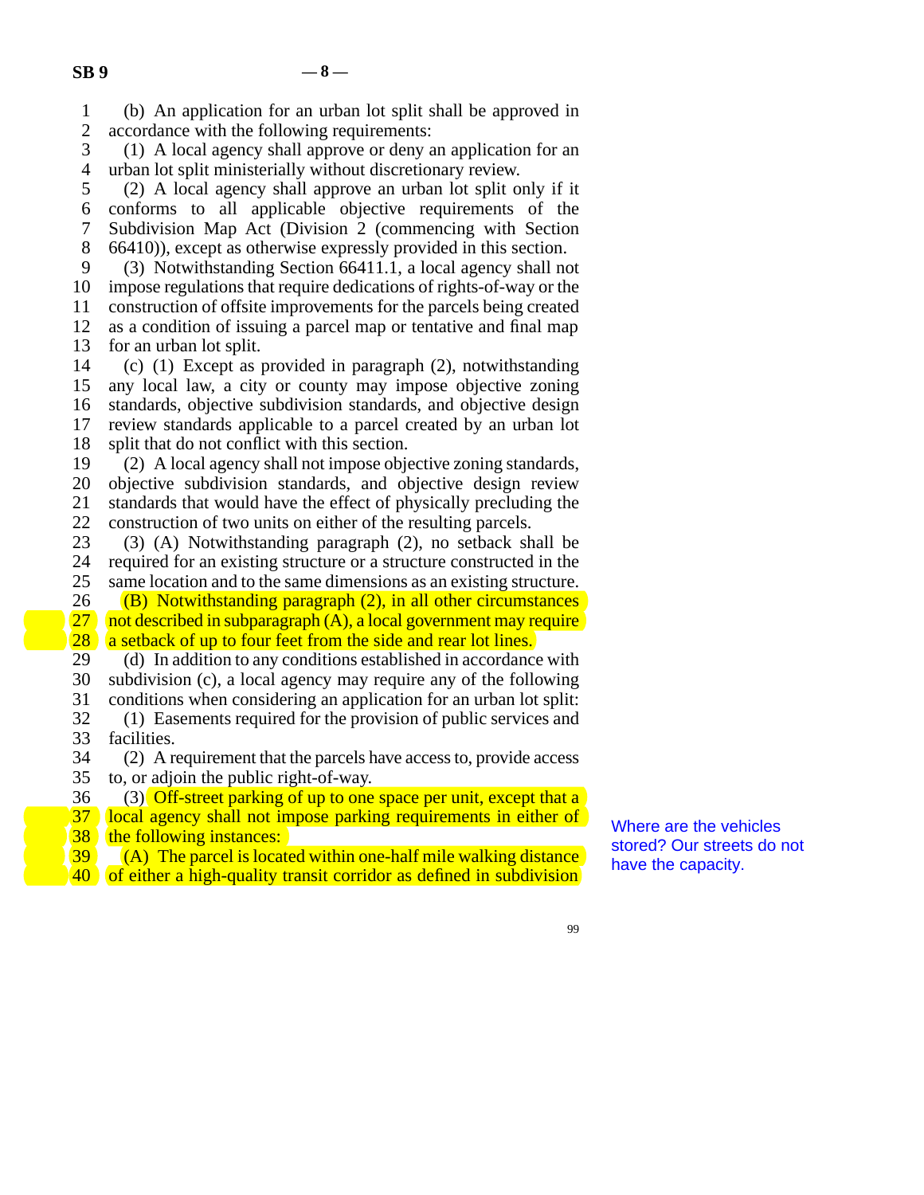(b) An application for an urban lot split shall be approved in accordance with the following requirements:

(1) A local agency shall approve or deny an application for an urban lot split ministerially without discretionary review.

(2) A local agency shall approve an urban lot split only if it conforms to all applicable objective requirements of the Subdivision Map Act (Division 2 (commencing with Section 66410)), except as otherwise expressly provided in this section.

(3) Notwithstanding Section 66411.1, a local agency shall not impose regulations that require dedications of rights-of-way or the construction of offsite improvements for the parcels being created as a condition of issuing a parcel map or tentative and final map for an urban lot split.

(c) (1) Except as provided in paragraph (2), notwithstanding any local law, a city or county may impose objective zoning standards, objective subdivision standards, and objective design review standards applicable to a parcel created by an urban lot split that do not conflict with this section.

(2) A local agency shall not impose objective zoning standards, objective subdivision standards, and objective design review standards that would have the effect of physically precluding the construction of two units on either of the resulting parcels.

(3) (A) Notwithstanding paragraph (2), no setback shall be required for an existing structure or a structure constructed in the same location and to the same dimensions as an existing structure.

(B) Notwithstanding paragraph (2), in all other circumstances not described in subparagraph (A), a local government may require a setback of up to four feet from the side and rear lot lines.

(d) In addition to any conditions established in accordance with subdivision (c), a local agency may require any of the following conditions when considering an application for an urban lot split:

(1) Easements required for the provision of public services and facilities.

(2) A requirement that the parcels have access to, provide access to, or adjoin the public right-of-way.

(3) Off-street parking of up to one space per unit, except that a local agency shall not impose parking requirements in either of the following instances:

(A) The parcel is located within one-half mile walking distance of either a high-quality transit corridor as defined in subdivision

Where are the vehicles stored? Our streets do not have the capacity.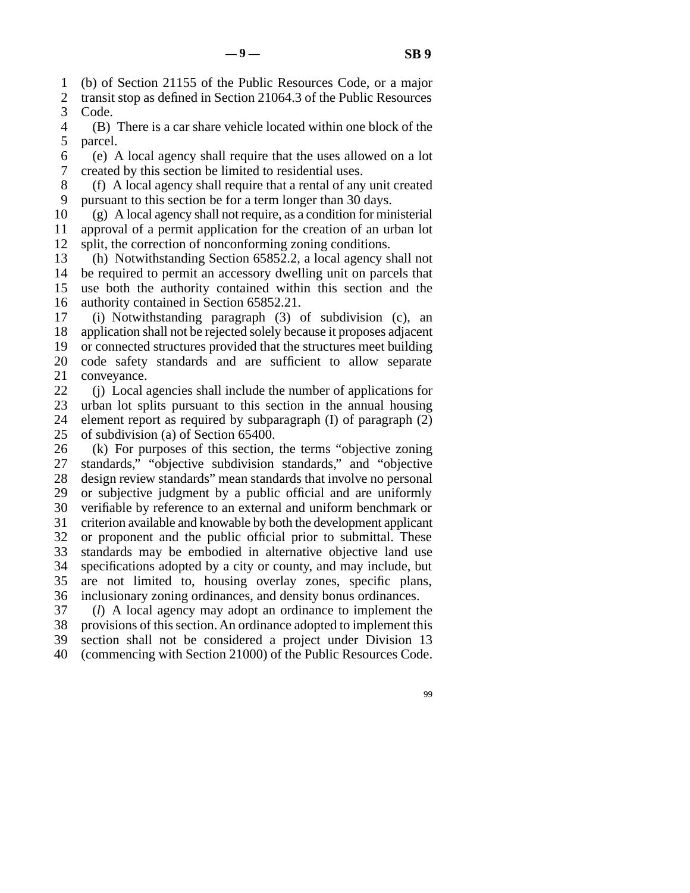(b) of Section 21155 of the Public Resources Code, or a major transit stop as defined in Section 21064.3 of the Public Resources Code.

(B) There is a car share vehicle located within one block of the parcel.

(e) A local agency shall require that the uses allowed on a lot created by this section be limited to residential uses.

(f) A local agency shall require that a rental of any unit created pursuant to this section be for a term longer than 30 days.

(g) A local agency shall not require, as a condition for ministerial approval of a permit application for the creation of an urban lot split, the correction of nonconforming zoning conditions.

(h) Notwithstanding Section 65852.2, a local agency shall not be required to permit an accessory dwelling unit on parcels that use both the authority contained within this section and the authority contained in Section 65852.21.

(i) Notwithstanding paragraph (3) of subdivision (c), an application shall not be rejected solely because it proposes adjacent or connected structures provided that the structures meet building code safety standards and are sufficient to allow separate conveyance.

(j) Local agencies shall include the number of applications for urban lot splits pursuant to this section in the annual housing element report as required by subparagraph (I) of paragraph (2) of subdivision (a) of Section 65400.

(k) For purposes of this section, the terms "objective zoning standards," "objective subdivision standards," and "objective design review standards" mean standards that involve no personal or subjective judgment by a public official and are uniformly verifiable by reference to an external and uniform benchmark or criterion available and knowable by both the development applicant or proponent and the public official prior to submittal. These standards may be embodied in alternative objective land use specifications adopted by a city or county, and may include, but are not limited to, housing overlay zones, specific plans, inclusionary zoning ordinances, and density bonus ordinances.

(*l*) A local agency may adopt an ordinance to implement the provisions of this section. An ordinance adopted to implement this section shall not be considered a project under Division 13 (commencing with Section 21000) of the Public Resources Code.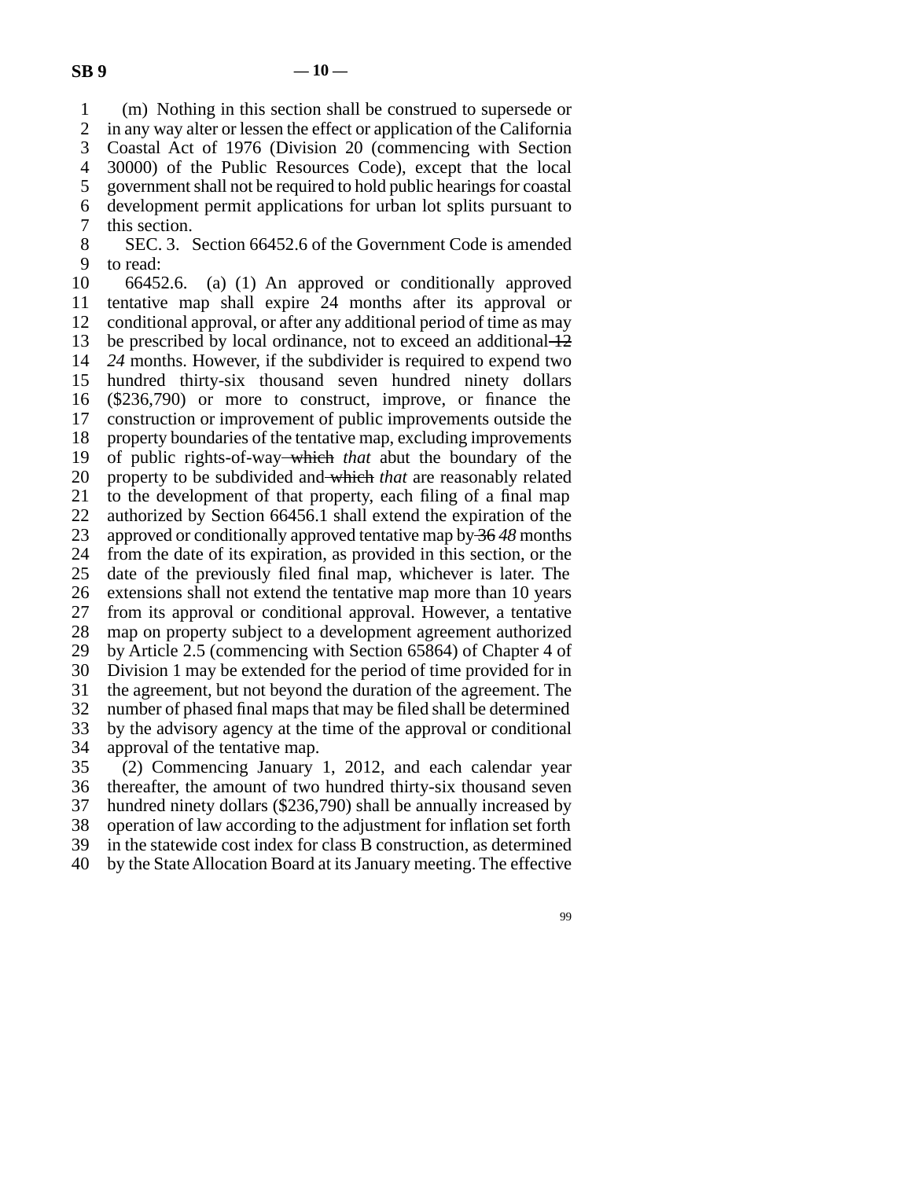(m) Nothing in this section shall be construed to supersede or in any way alter or lessen the effect or application of the California Coastal Act of 1976 (Division 20 (commencing with Section 30000) of the Public Resources Code), except that the local government shall not be required to hold public hearings for coastal development permit applications for urban lot splits pursuant to this section.

SEC. 3. Section 66452.6 of the Government Code is amended to read:

66452.6. (a) (1) An approved or conditionally approved tentative map shall expire 24 months after its approval or conditional approval, or after any additional period of time as may be prescribed by local ordinance, not to exceed an additional ~~12~~ *24* months. However, if the subdivider is required to expend two hundred thirty-six thousand seven hundred ninety dollars ($236,790) or more to construct, improve, or finance the construction or improvement of public improvements outside the property boundaries of the tentative map, excluding improvements of public rights-of-way ~~which~~ *that* abut the boundary of the property to be subdivided and ~~which~~ *that* are reasonably related to the development of that property, each filing of a final map authorized by Section 66456.1 shall extend the expiration of the approved or conditionally approved tentative map by ~~36~~ *48* months from the date of its expiration, as provided in this section, or the date of the previously filed final map, whichever is later. The extensions shall not extend the tentative map more than 10 years from its approval or conditional approval. However, a tentative map on property subject to a development agreement authorized by Article 2.5 (commencing with Section 65864) of Chapter 4 of Division 1 may be extended for the period of time provided for in the agreement, but not beyond the duration of the agreement. The number of phased final maps that may be filed shall be determined by the advisory agency at the time of the approval or conditional approval of the tentative map.

(2) Commencing January 1, 2012, and each calendar year thereafter, the amount of two hundred thirty-six thousand seven hundred ninety dollars ($236,790) shall be annually increased by operation of law according to the adjustment for inflation set forth in the statewide cost index for class B construction, as determined by the State Allocation Board at its January meeting. The effective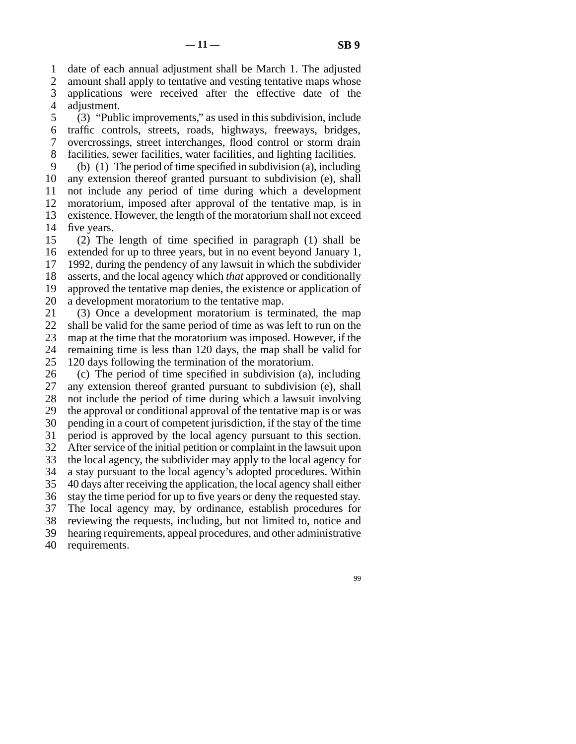date of each annual adjustment shall be March 1. The adjusted amount shall apply to tentative and vesting tentative maps whose applications were received after the effective date of the adjustment.

(3) "Public improvements," as used in this subdivision, include traffic controls, streets, roads, highways, freeways, bridges, overcrossings, street interchanges, flood control or storm drain facilities, sewer facilities, water facilities, and lighting facilities.

(b) (1) The period of time specified in subdivision (a), including any extension thereof granted pursuant to subdivision (e), shall not include any period of time during which a development moratorium, imposed after approval of the tentative map, is in existence. However, the length of the moratorium shall not exceed five years.

(2) The length of time specified in paragraph (1) shall be extended for up to three years, but in no event beyond January 1, 1992, during the pendency of any lawsuit in which the subdivider asserts, and the local agency ~~which~~ *that* approved or conditionally approved the tentative map denies, the existence or application of a development moratorium to the tentative map.

(3) Once a development moratorium is terminated, the map shall be valid for the same period of time as was left to run on the map at the time that the moratorium was imposed. However, if the remaining time is less than 120 days, the map shall be valid for 120 days following the termination of the moratorium.

(c) The period of time specified in subdivision (a), including any extension thereof granted pursuant to subdivision (e), shall not include the period of time during which a lawsuit involving the approval or conditional approval of the tentative map is or was pending in a court of competent jurisdiction, if the stay of the time period is approved by the local agency pursuant to this section. After service of the initial petition or complaint in the lawsuit upon the local agency, the subdivider may apply to the local agency for a stay pursuant to the local agency's adopted procedures. Within 40 days after receiving the application, the local agency shall either stay the time period for up to five years or deny the requested stay. The local agency may, by ordinance, establish procedures for reviewing the requests, including, but not limited to, notice and hearing requirements, appeal procedures, and other administrative requirements.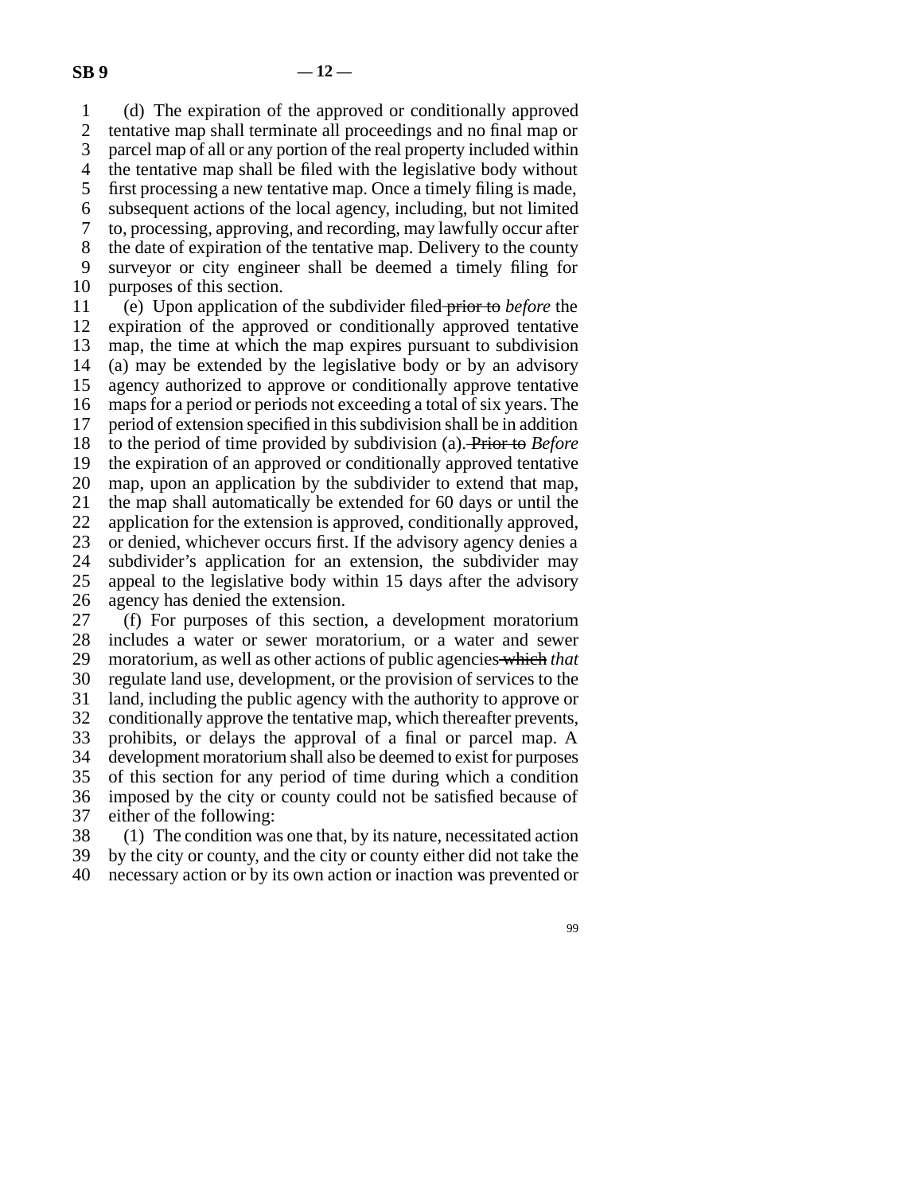(d) The expiration of the approved or conditionally approved tentative map shall terminate all proceedings and no final map or parcel map of all or any portion of the real property included within the tentative map shall be filed with the legislative body without first processing a new tentative map. Once a timely filing is made, subsequent actions of the local agency, including, but not limited to, processing, approving, and recording, may lawfully occur after the date of expiration of the tentative map. Delivery to the county surveyor or city engineer shall be deemed a timely filing for purposes of this section.

(e) Upon application of the subdivider filed ~~prior to~~ *before* the expiration of the approved or conditionally approved tentative map, the time at which the map expires pursuant to subdivision (a) may be extended by the legislative body or by an advisory agency authorized to approve or conditionally approve tentative maps for a period or periods not exceeding a total of six years. The period of extension specified in this subdivision shall be in addition to the period of time provided by subdivision (a). ~~Prior to~~ *Before* the expiration of an approved or conditionally approved tentative map, upon an application by the subdivider to extend that map, the map shall automatically be extended for 60 days or until the application for the extension is approved, conditionally approved, or denied, whichever occurs first. If the advisory agency denies a subdivider's application for an extension, the subdivider may appeal to the legislative body within 15 days after the advisory agency has denied the extension.

(f) For purposes of this section, a development moratorium includes a water or sewer moratorium, or a water and sewer moratorium, as well as other actions of public agencies ~~which~~ *that* regulate land use, development, or the provision of services to the land, including the public agency with the authority to approve or conditionally approve the tentative map, which thereafter prevents, prohibits, or delays the approval of a final or parcel map. A development moratorium shall also be deemed to exist for purposes of this section for any period of time during which a condition imposed by the city or county could not be satisfied because of either of the following:

(1) The condition was one that, by its nature, necessitated action by the city or county, and the city or county either did not take the necessary action or by its own action or inaction was prevented or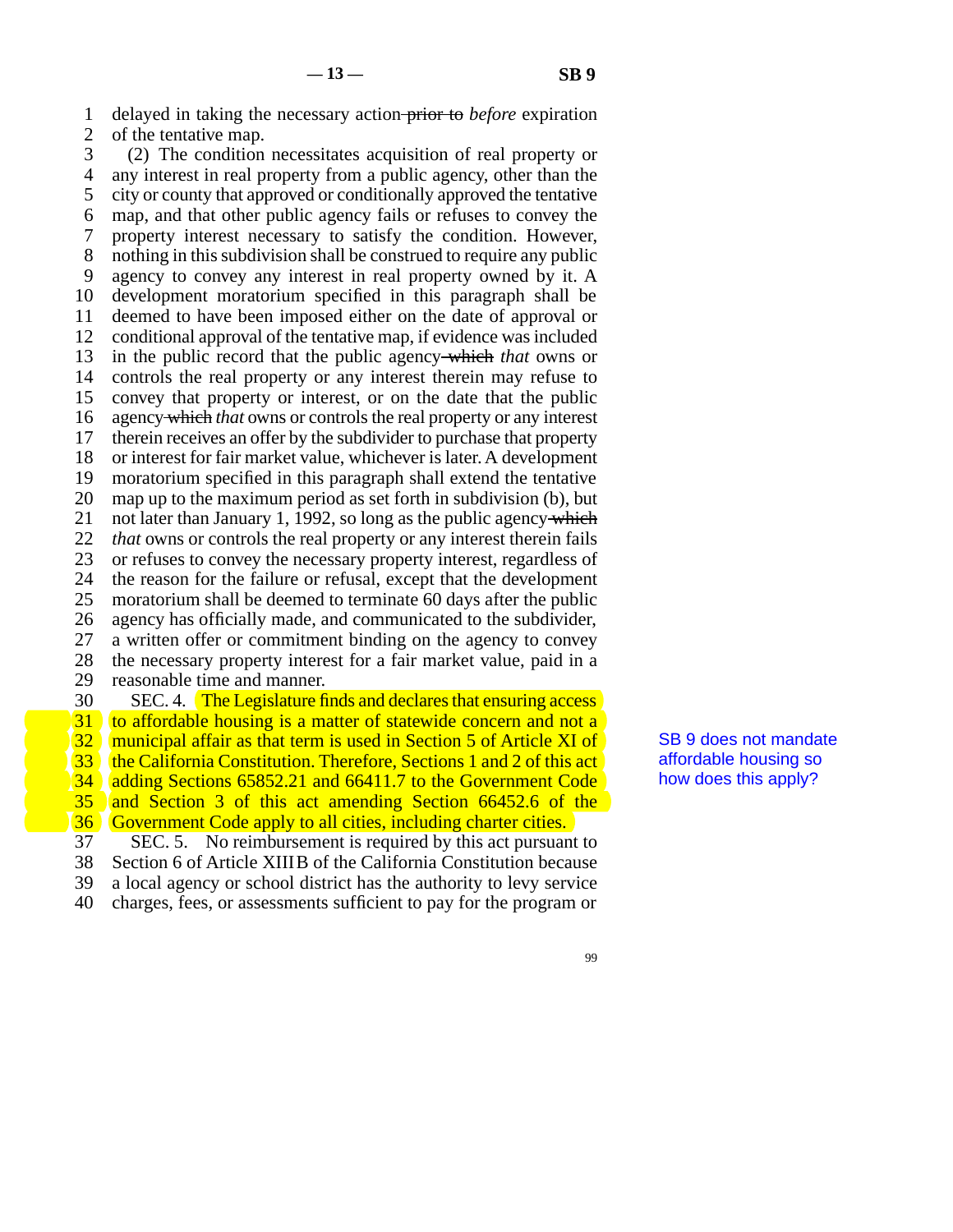delayed in taking the necessary action ~~prior to~~ *before* expiration of the tentative map.

(2) The condition necessitates acquisition of real property or any interest in real property from a public agency, other than the city or county that approved or conditionally approved the tentative map, and that other public agency fails or refuses to convey the property interest necessary to satisfy the condition. However, nothing in this subdivision shall be construed to require any public agency to convey any interest in real property owned by it. A development moratorium specified in this paragraph shall be deemed to have been imposed either on the date of approval or conditional approval of the tentative map, if evidence was included in the public record that the public agency ~~which~~ *that* owns or controls the real property or any interest therein may refuse to convey that property or interest, or on the date that the public agency ~~which~~ *that* owns or controls the real property or any interest therein receives an offer by the subdivider to purchase that property or interest for fair market value, whichever is later. A development moratorium specified in this paragraph shall extend the tentative map up to the maximum period as set forth in subdivision (b), but not later than January 1, 1992, so long as the public agency ~~which~~ *that* owns or controls the real property or any interest therein fails or refuses to convey the necessary property interest, regardless of the reason for the failure or refusal, except that the development moratorium shall be deemed to terminate 60 days after the public agency has officially made, and communicated to the subdivider, a written offer or commitment binding on the agency to convey the necessary property interest for a fair market value, paid in a reasonable time and manner.

SEC. 4. The Legislature finds and declares that ensuring access to affordable housing is a matter of statewide concern and not a municipal affair as that term is used in Section 5 of Article XI of the California Constitution. Therefore, Sections 1 and 2 of this act adding Sections 65852.21 and 66411.7 to the Government Code and Section 3 of this act amending Section 66452.6 of the Government Code apply to all cities, including charter cities.

SB 9 does not mandate affordable housing so how does this apply?

SEC. 5. No reimbursement is required by this act pursuant to Section 6 of Article XIII B of the California Constitution because a local agency or school district has the authority to levy service charges, fees, or assessments sufficient to pay for the program or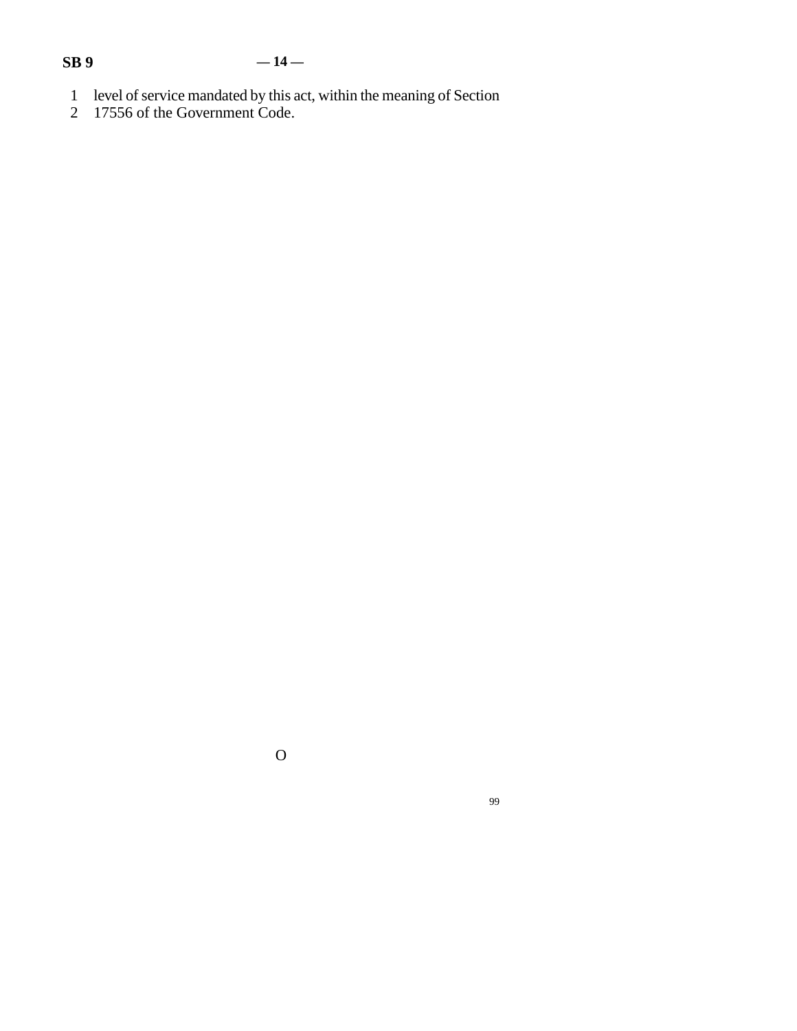level of service mandated by this act, within the meaning of Section 17556 of the Government Code.

O